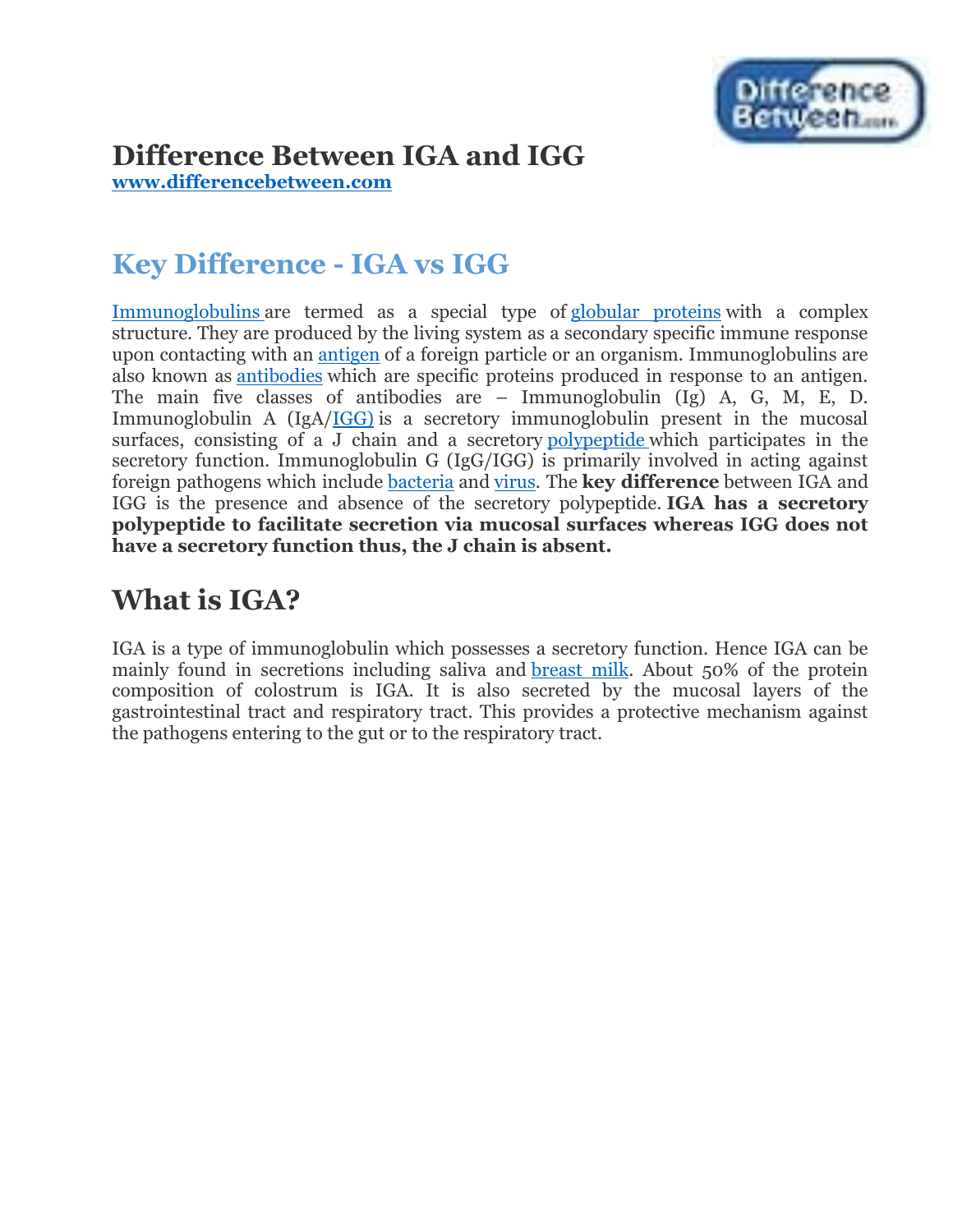# Difference Between IGA and IGG

**www.differencebetween.com**

## Key Difference - IGA vs IGG

Immunoglobulins are termed as a special type of globular proteins with a complex structure. They are produced by the living system as a secondary specific immune response upon contacting with an antigen of a foreign particle or an organism. Immunoglobulins are also known as antibodies which are specific proteins produced in response to an antigen. The main five classes of antibodies are – Immunoglobulin (Ig) A, G, M, E, D. Immunoglobulin A (IgA/IGG) is a secretory immunoglobulin present in the mucosal surfaces, consisting of a J chain and a secretory polypeptide which participates in the secretory function. Immunoglobulin G (IgG/IGG) is primarily involved in acting against foreign pathogens which include bacteria and virus. The **key difference** between IGA and IGG is the presence and absence of the secretory polypeptide. **IGA has a secretory polypeptide to facilitate secretion via mucosal surfaces whereas IGG does not have a secretory function thus, the J chain is absent.**

## What is IGA?

IGA is a type of immunoglobulin which possesses a secretory function. Hence IGA can be mainly found in secretions including saliva and breast milk. About 50% of the protein composition of colostrum is IGA. It is also secreted by the mucosal layers of the gastrointestinal tract and respiratory tract. This provides a protective mechanism against the pathogens entering to the gut or to the respiratory tract.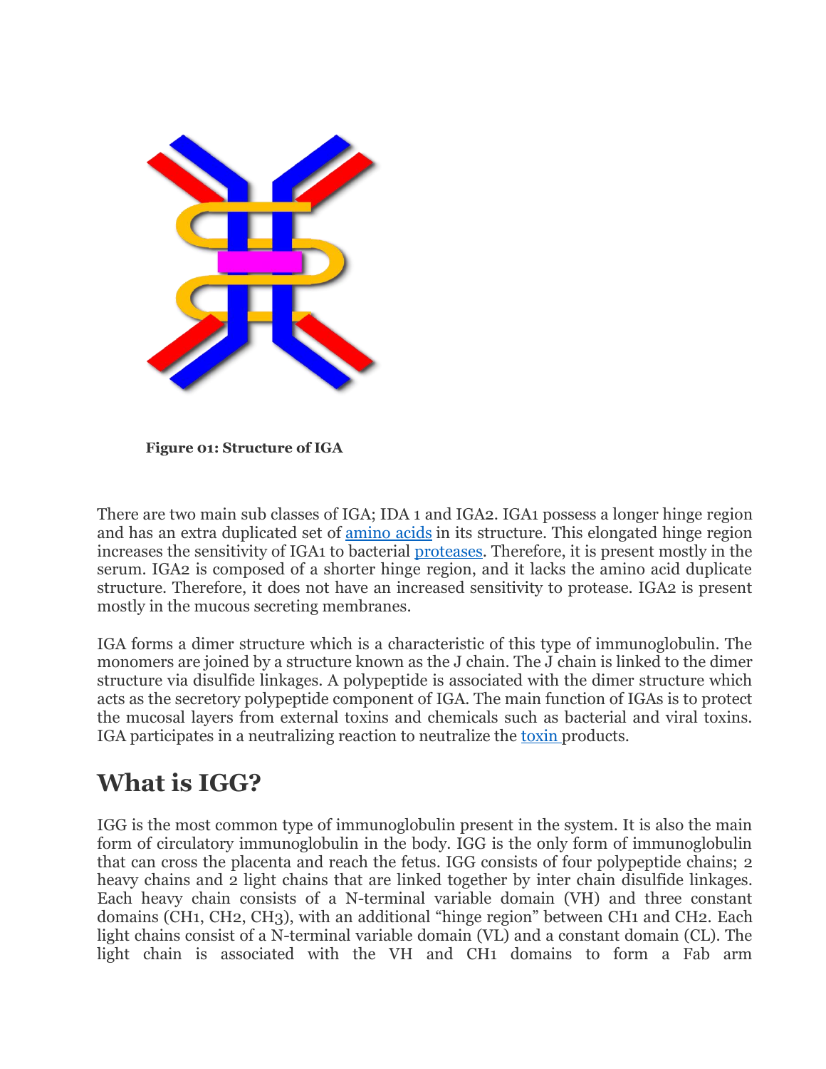**Figure 01: Structure of IGA**

There are two main sub classes of IGA; IDA 1 and IGA2. IGA1 possess a longer hinge region and has an extra duplicated set of amino acids in its structure. This elongated hinge region increases the sensitivity of IGA1 to bacterial proteases. Therefore, it is present mostly in the serum. IGA2 is composed of a shorter hinge region, and it lacks the amino acid duplicate structure. Therefore, it does not have an increased sensitivity to protease. IGA2 is present mostly in the mucous secreting membranes.

IGA forms a dimer structure which is a characteristic of this type of immunoglobulin. The monomers are joined by a structure known as the J chain. The J chain is linked to the dimer structure via disulfide linkages. A polypeptide is associated with the dimer structure which acts as the secretory polypeptide component of IGA. The main function of IGAs is to protect the mucosal layers from external toxins and chemicals such as bacterial and viral toxins. IGA participates in a neutralizing reaction to neutralize the toxin products.

## What is IGG?

IGG is the most common type of immunoglobulin present in the system. It is also the main form of circulatory immunoglobulin in the body. IGG is the only form of immunoglobulin that can cross the placenta and reach the fetus. IGG consists of four polypeptide chains; 2 heavy chains and 2 light chains that are linked together by inter chain disulfide linkages. Each heavy chain consists of a N-terminal variable domain (VH) and three constant domains (CH1, CH2, CH3), with an additional "hinge region" between CH1 and CH2. Each light chains consist of a N-terminal variable domain (VL) and a constant domain (CL). The light chain is associated with the VH and CH1 domains to form a Fab arm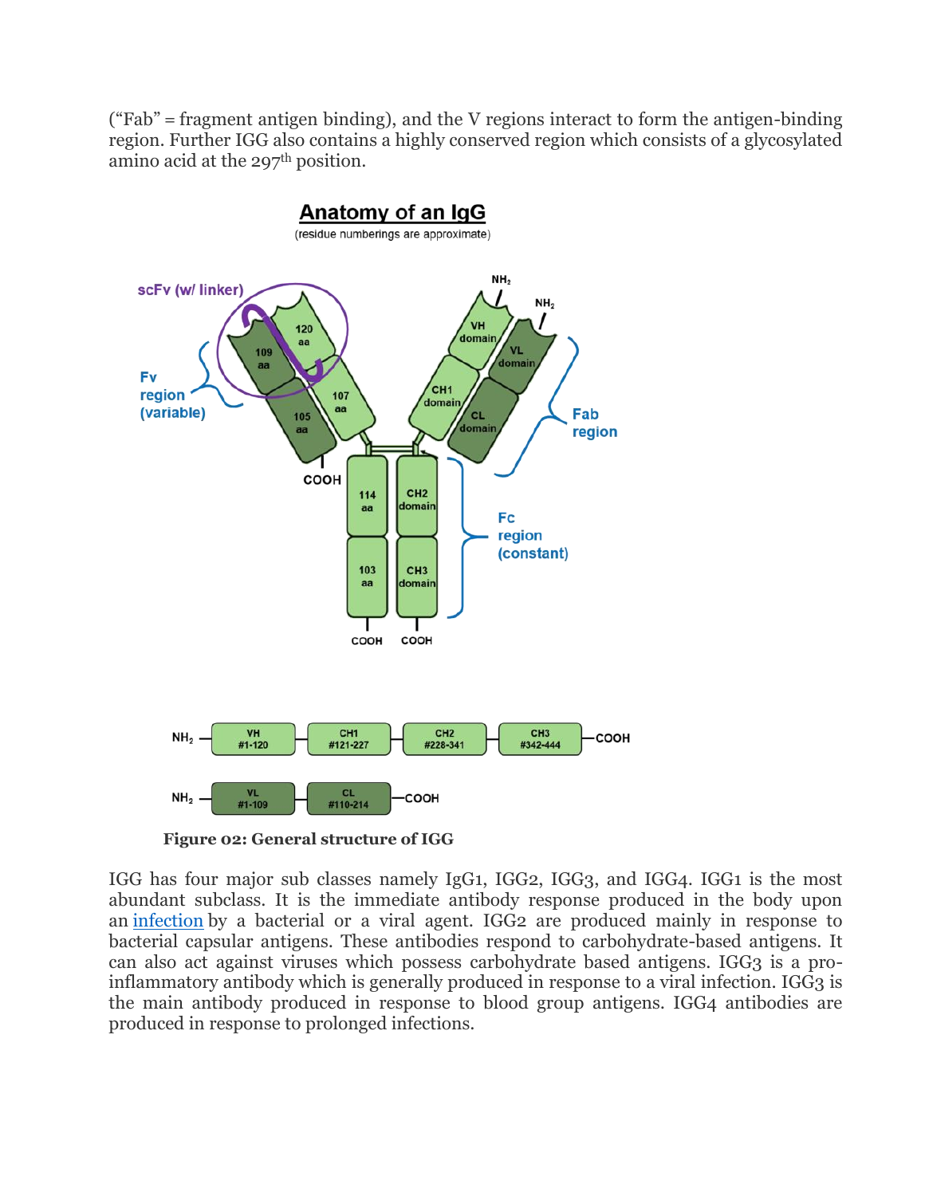("Fab" = fragment antigen binding), and the V regions interact to form the antigen-binding region. Further IGG also contains a highly conserved region which consists of a glycosylated amino acid at the 297th position.

**Figure 02: General structure of IGG**

IGG has four major sub classes namely IgG1, IGG2, IGG3, and IGG4. IGG1 is the most abundant subclass. It is the immediate antibody response produced in the body upon an infection by a bacterial or a viral agent. IGG2 are produced mainly in response to bacterial capsular antigens. These antibodies respond to carbohydrate-based antigens. It can also act against viruses which possess carbohydrate based antigens. IGG3 is a pro-inflammatory antibody which is generally produced in response to a viral infection. IGG3 is the main antibody produced in response to blood group antigens. IGG4 antibodies are produced in response to prolonged infections.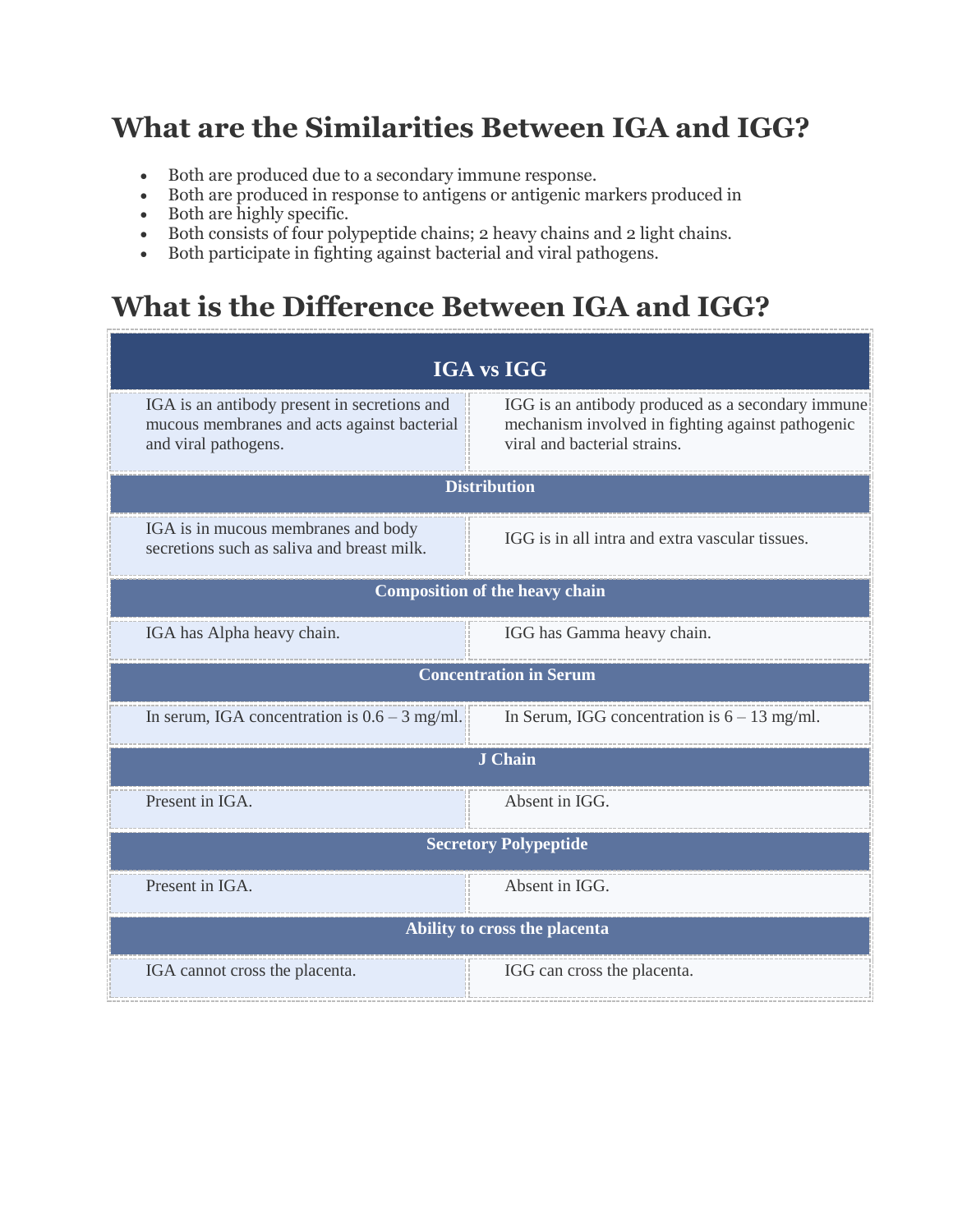## What are the Similarities Between IGA and IGG?

- Both are produced due to a secondary immune response.
- Both are produced in response to antigens or antigenic markers produced in
- Both are highly specific.
- Both consists of four polypeptide chains; 2 heavy chains and 2 light chains.
- Both participate in fighting against bacterial and viral pathogens.

## What is the Difference Between IGA and IGG?

| IGA vs IGG | |
|---|---|
| IGA is an antibody present in secretions and mucous membranes and acts against bacterial and viral pathogens. | IGG is an antibody produced as a secondary immune mechanism involved in fighting against pathogenic viral and bacterial strains. |
| **Distribution** | |
| IGA is in mucous membranes and body secretions such as saliva and breast milk. | IGG is in all intra and extra vascular tissues. |
| **Composition of the heavy chain** | |
| IGA has Alpha heavy chain. | IGG has Gamma heavy chain. |
| **Concentration in Serum** | |
| In serum, IGA concentration is 0.6 – 3 mg/ml. | In Serum, IGG concentration is 6 – 13 mg/ml. |
| **J Chain** | |
| Present in IGA. | Absent in IGG. |
| **Secretory Polypeptide** | |
| Present in IGA. | Absent in IGG. |
| **Ability to cross the placenta** | |
| IGA cannot cross the placenta. | IGG can cross the placenta. |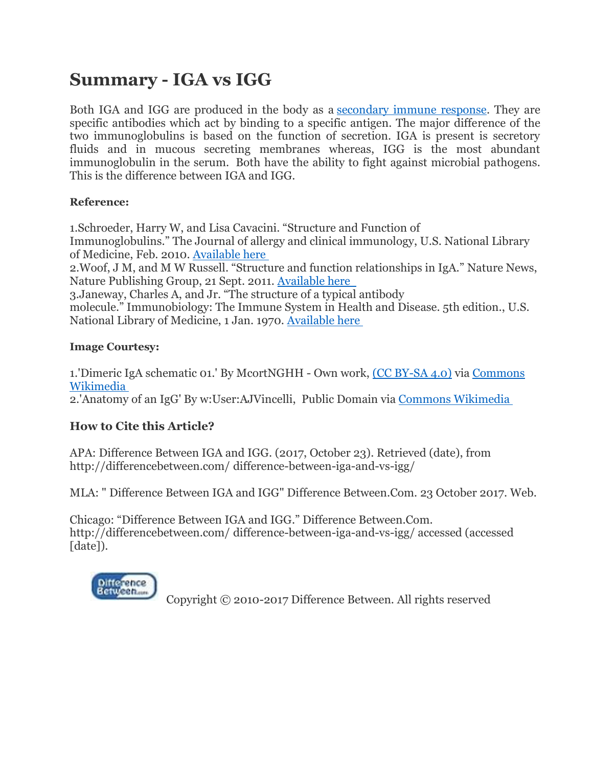# Summary - IGA vs IGG

Both IGA and IGG are produced in the body as a secondary immune response. They are specific antibodies which act by binding to a specific antigen. The major difference of the two immunoglobulins is based on the function of secretion. IGA is present is secretory fluids and in mucous secreting membranes whereas, IGG is the most abundant immunoglobulin in the serum. Both have the ability to fight against microbial pathogens. This is the difference between IGA and IGG.

**Reference:**

1.Schroeder, Harry W, and Lisa Cavacini. "Structure and Function of Immunoglobulins." The Journal of allergy and clinical immunology, U.S. National Library of Medicine, Feb. 2010. Available here
2.Woof, J M, and M W Russell. "Structure and function relationships in IgA." Nature News, Nature Publishing Group, 21 Sept. 2011. Available here
3.Janeway, Charles A, and Jr. "The structure of a typical antibody molecule." Immunobiology: The Immune System in Health and Disease. 5th edition., U.S. National Library of Medicine, 1 Jan. 1970. Available here

**Image Courtesy:**

1.'Dimeric IgA schematic 01.' By McortNGHH - Own work, (CC BY-SA 4.0) via Commons Wikimedia
2.'Anatomy of an IgG' By w:User:AJVincelli, Public Domain via Commons Wikimedia

### How to Cite this Article?

APA: Difference Between IGA and IGG. (2017, October 23). Retrieved (date), from http://differencebetween.com/ difference-between-iga-and-vs-igg/

MLA: " Difference Between IGA and IGG" Difference Between.Com. 23 October 2017. Web.

Chicago: "Difference Between IGA and IGG." Difference Between.Com. http://differencebetween.com/ difference-between-iga-and-vs-igg/ accessed (accessed [date]).

Copyright © 2010-2017 Difference Between. All rights reserved